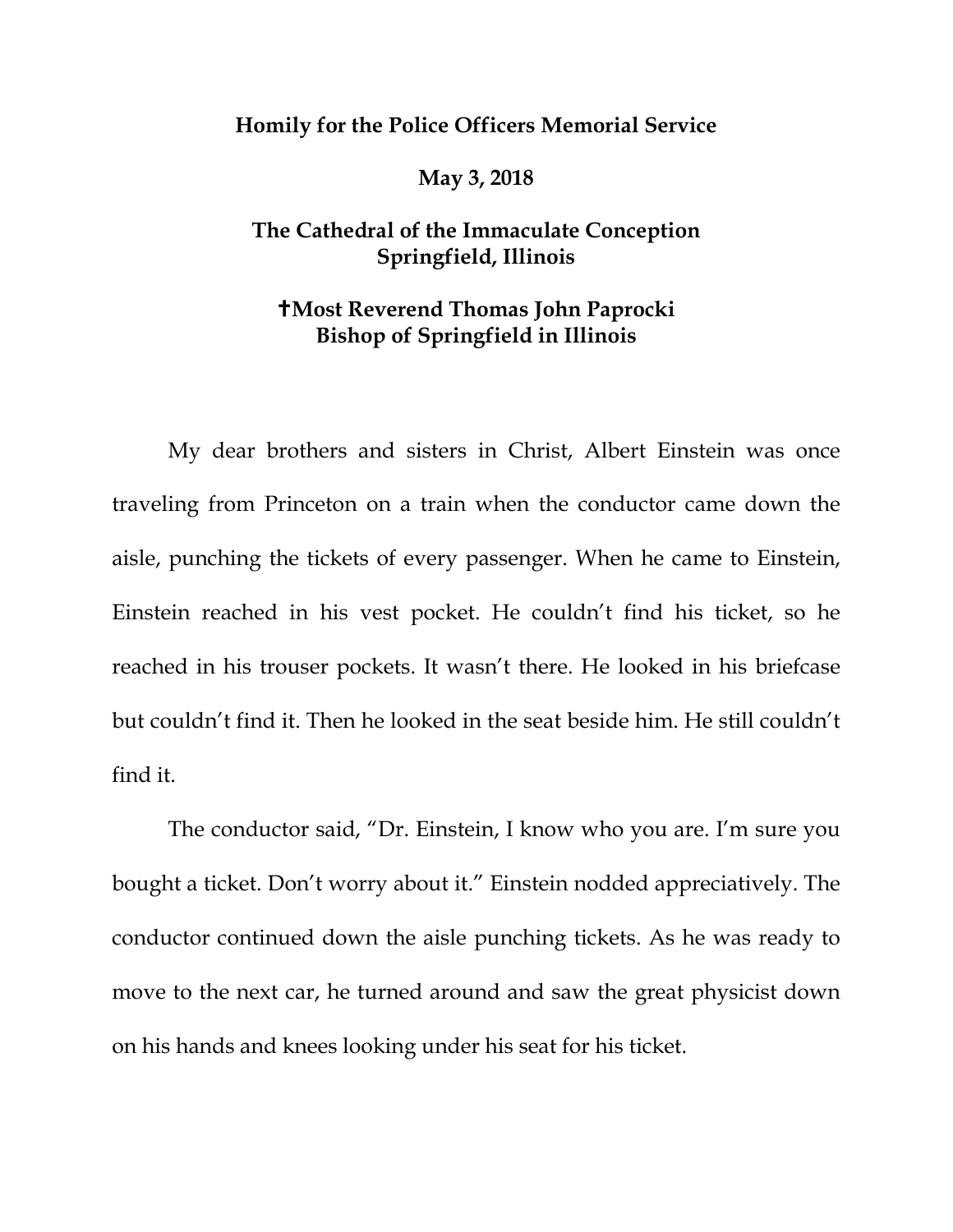**Homily for the Police Officers Memorial Service**

**May 3, 2018**

**The Cathedral of the Immaculate Conception**
**Springfield, Illinois**

**✝Most Reverend Thomas John Paprocki**
**Bishop of Springfield in Illinois**

My dear brothers and sisters in Christ, Albert Einstein was once traveling from Princeton on a train when the conductor came down the aisle, punching the tickets of every passenger. When he came to Einstein, Einstein reached in his vest pocket. He couldn't find his ticket, so he reached in his trouser pockets. It wasn't there. He looked in his briefcase but couldn't find it. Then he looked in the seat beside him. He still couldn't find it.

The conductor said, "Dr. Einstein, I know who you are. I'm sure you bought a ticket. Don't worry about it." Einstein nodded appreciatively. The conductor continued down the aisle punching tickets. As he was ready to move to the next car, he turned around and saw the great physicist down on his hands and knees looking under his seat for his ticket.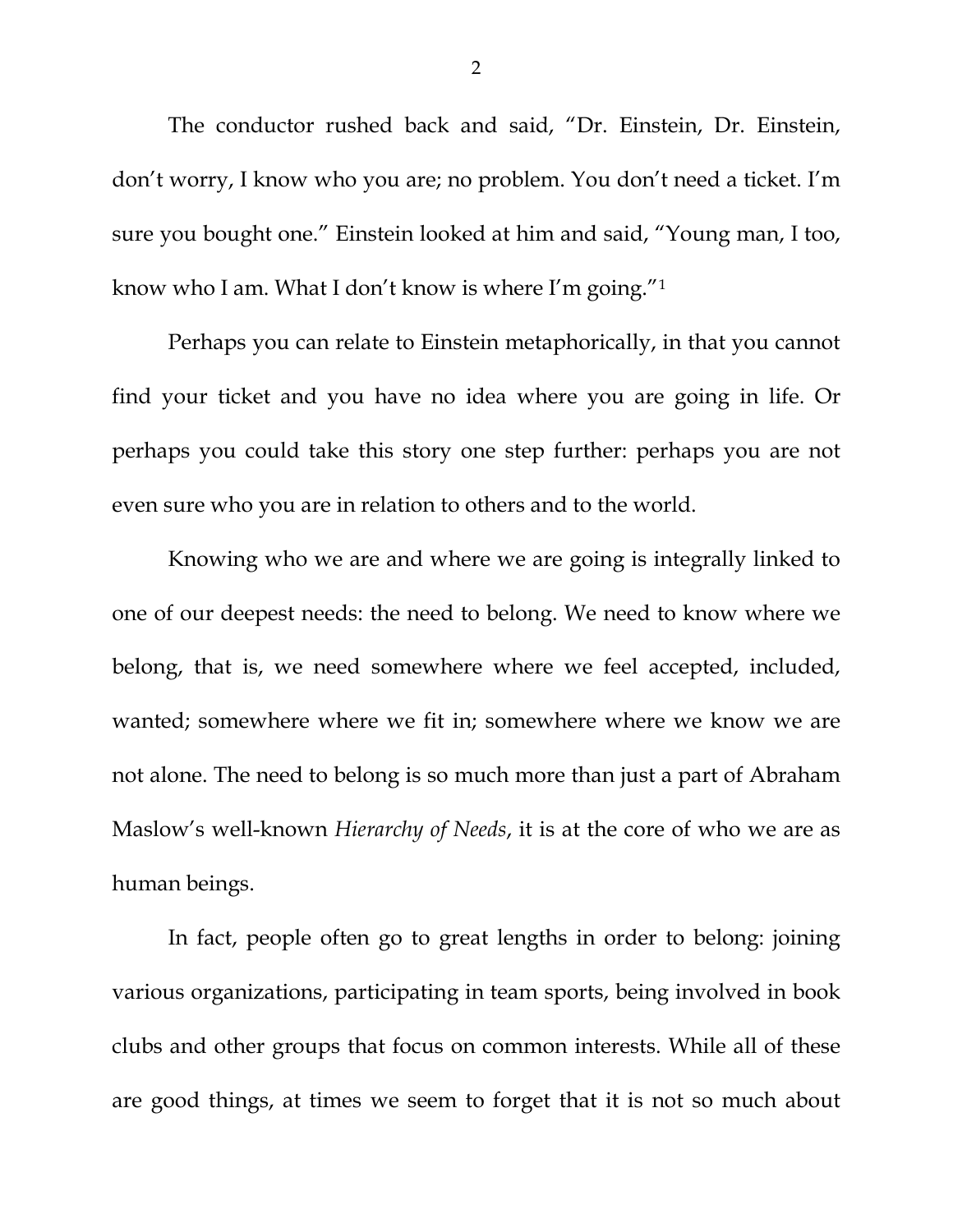The conductor rushed back and said, "Dr. Einstein, Dr. Einstein, don't worry, I know who you are; no problem. You don't need a ticket. I'm sure you bought one." Einstein looked at him and said, "Young man, I too, know who I am. What I don't know is where I'm going."[1]

Perhaps you can relate to Einstein metaphorically, in that you cannot find your ticket and you have no idea where you are going in life. Or perhaps you could take this story one step further: perhaps you are not even sure who you are in relation to others and to the world.

Knowing who we are and where we are going is integrally linked to one of our deepest needs: the need to belong. We need to know where we belong, that is, we need somewhere where we feel accepted, included, wanted; somewhere where we fit in; somewhere where we know we are not alone. The need to belong is so much more than just a part of Abraham Maslow's well-known *Hierarchy of Needs*, it is at the core of who we are as human beings.

In fact, people often go to great lengths in order to belong: joining various organizations, participating in team sports, being involved in book clubs and other groups that focus on common interests. While all of these are good things, at times we seem to forget that it is not so much about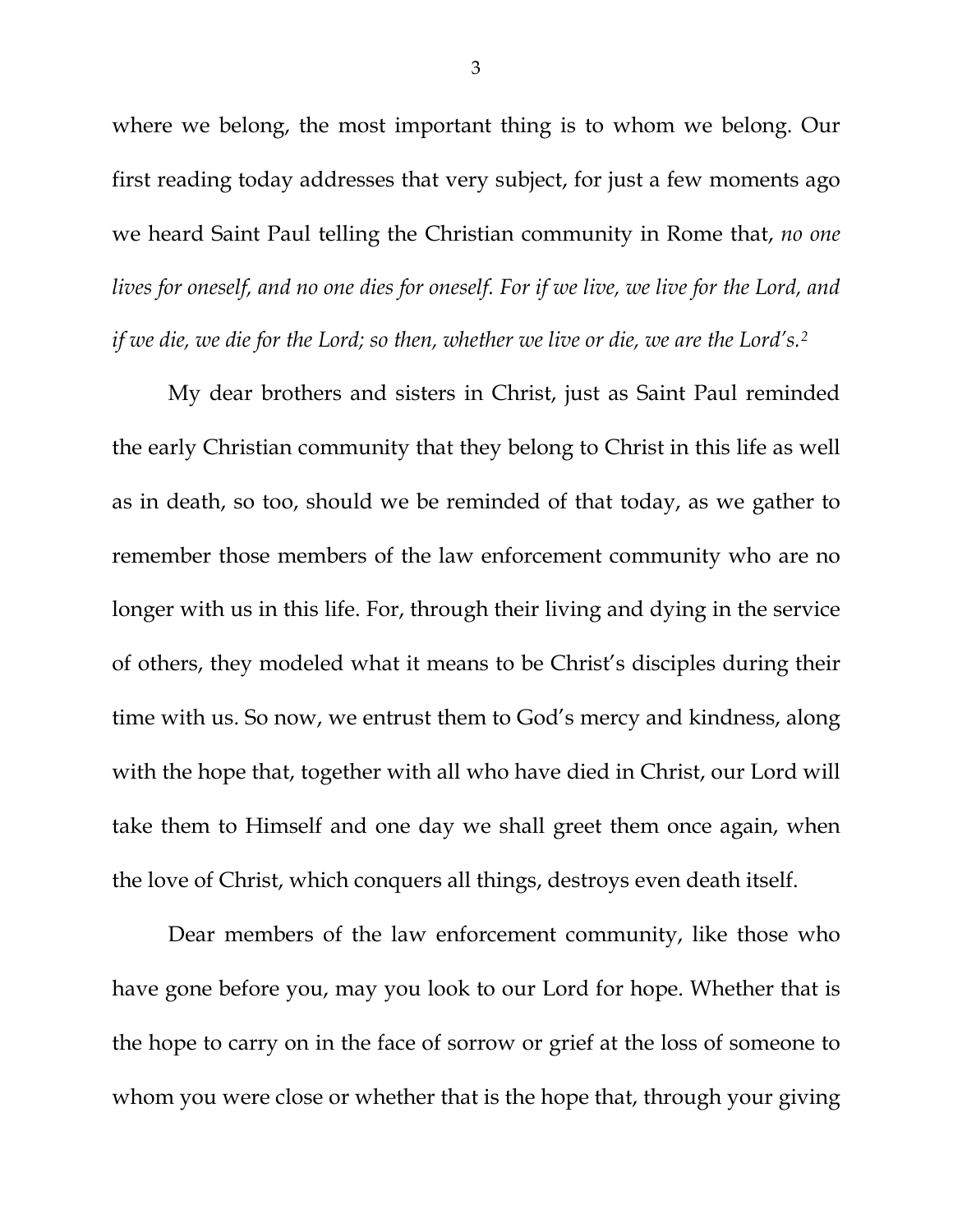where we belong, the most important thing is to whom we belong. Our first reading today addresses that very subject, for just a few moments ago we heard Saint Paul telling the Christian community in Rome that, *no one lives for oneself, and no one dies for oneself. For if we live, we live for the Lord, and if we die, we die for the Lord; so then, whether we live or die, we are the Lord's.*[2]

My dear brothers and sisters in Christ, just as Saint Paul reminded the early Christian community that they belong to Christ in this life as well as in death, so too, should we be reminded of that today, as we gather to remember those members of the law enforcement community who are no longer with us in this life. For, through their living and dying in the service of others, they modeled what it means to be Christ's disciples during their time with us. So now, we entrust them to God's mercy and kindness, along with the hope that, together with all who have died in Christ, our Lord will take them to Himself and one day we shall greet them once again, when the love of Christ, which conquers all things, destroys even death itself.

Dear members of the law enforcement community, like those who have gone before you, may you look to our Lord for hope. Whether that is the hope to carry on in the face of sorrow or grief at the loss of someone to whom you were close or whether that is the hope that, through your giving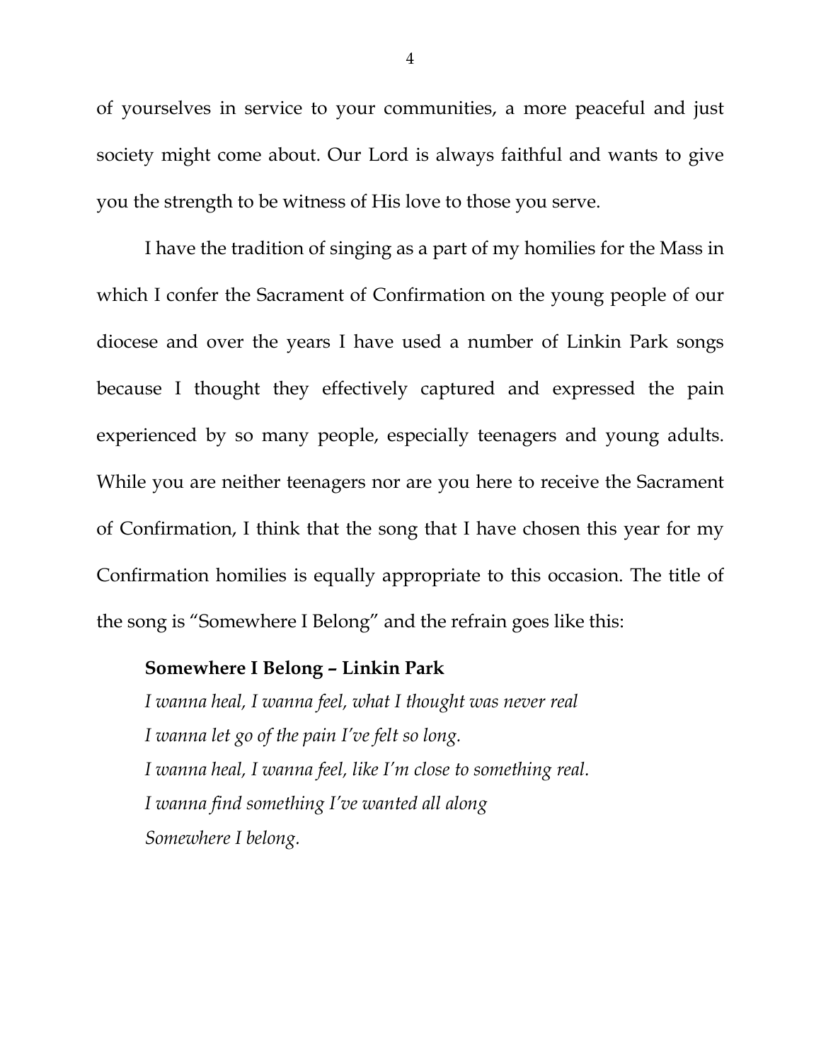of yourselves in service to your communities, a more peaceful and just society might come about. Our Lord is always faithful and wants to give you the strength to be witness of His love to those you serve.

I have the tradition of singing as a part of my homilies for the Mass in which I confer the Sacrament of Confirmation on the young people of our diocese and over the years I have used a number of Linkin Park songs because I thought they effectively captured and expressed the pain experienced by so many people, especially teenagers and young adults. While you are neither teenagers nor are you here to receive the Sacrament of Confirmation, I think that the song that I have chosen this year for my Confirmation homilies is equally appropriate to this occasion. The title of the song is "Somewhere I Belong" and the refrain goes like this:

**Somewhere I Belong – Linkin Park**
*I wanna heal, I wanna feel, what I thought was never real*
*I wanna let go of the pain I've felt so long.*
*I wanna heal, I wanna feel, like I'm close to something real.*
*I wanna find something I've wanted all along*
*Somewhere I belong.*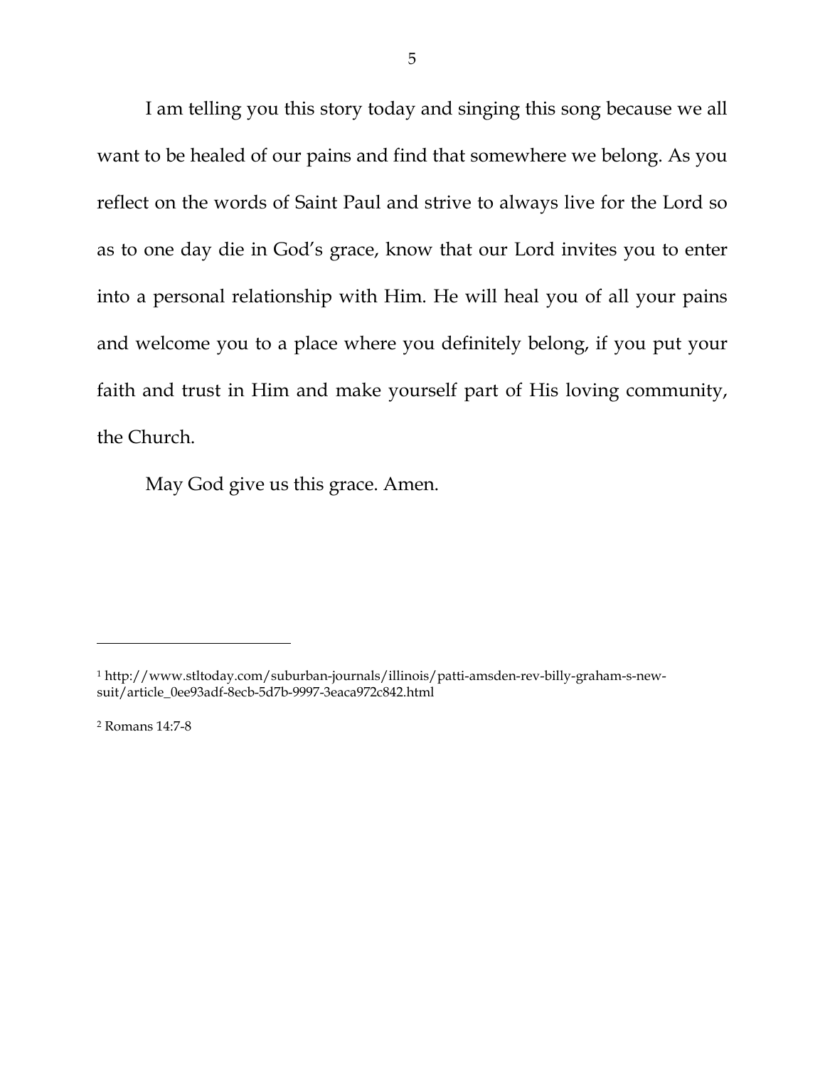I am telling you this story today and singing this song because we all want to be healed of our pains and find that somewhere we belong. As you reflect on the words of Saint Paul and strive to always live for the Lord so as to one day die in God's grace, know that our Lord invites you to enter into a personal relationship with Him. He will heal you of all your pains and welcome you to a place where you definitely belong, if you put your faith and trust in Him and make yourself part of His loving community, the Church.

May God give us this grace. Amen.

---

[1] http://www.stltoday.com/suburban-journals/illinois/patti-amsden-rev-billy-graham-s-new-suit/article_0ee93adf-8ecb-5d7b-9997-3eaca972c842.html

[2] Romans 14:7-8